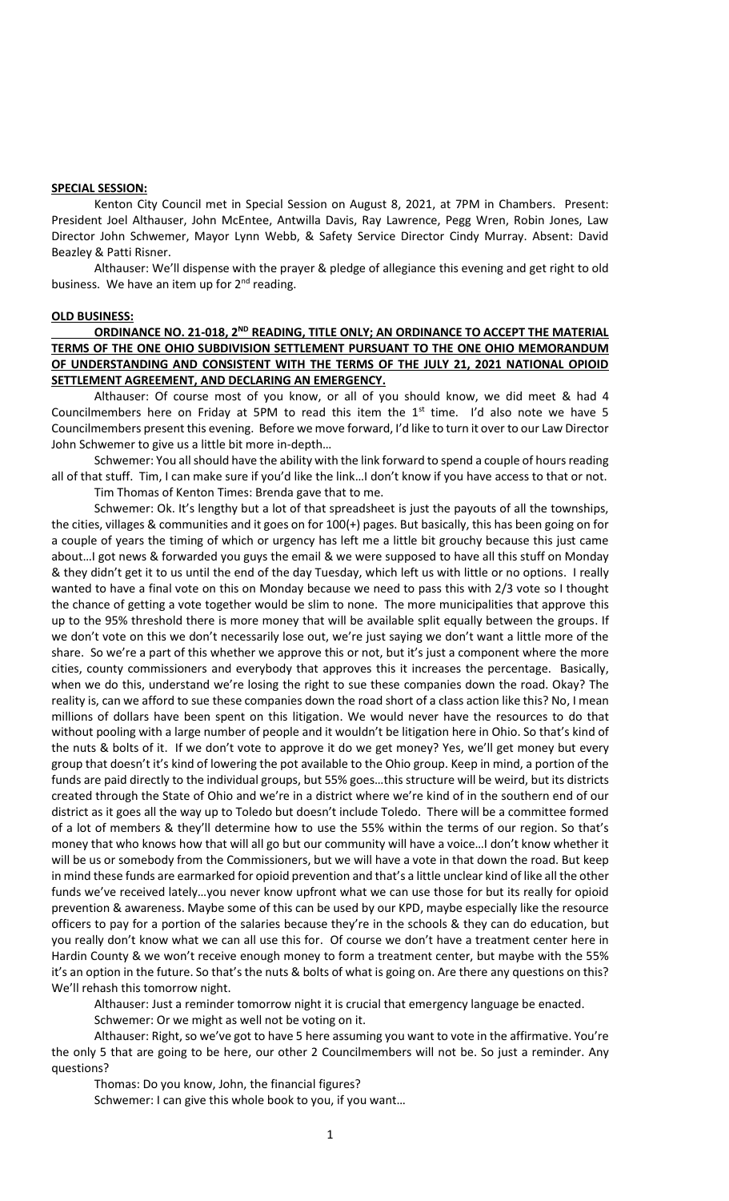**SPECIAL SESSION:**

Kenton City Council met in Special Session on August 8, 2021, at 7PM in Chambers. Present: President Joel Althauser, John McEntee, Antwilla Davis, Ray Lawrence, Pegg Wren, Robin Jones, Law Director John Schwemer, Mayor Lynn Webb, & Safety Service Director Cindy Murray. Absent: David Beazley & Patti Risner.

Althauser: We'll dispense with the prayer & pledge of allegiance this evening and get right to old business. We have an item up for 2nd reading.

**OLD BUSINESS:**

**ORDINANCE NO. 21-018, 2ND READING, TITLE ONLY; AN ORDINANCE TO ACCEPT THE MATERIAL TERMS OF THE ONE OHIO SUBDIVISION SETTLEMENT PURSUANT TO THE ONE OHIO MEMORANDUM OF UNDERSTANDING AND CONSISTENT WITH THE TERMS OF THE JULY 21, 2021 NATIONAL OPIOID SETTLEMENT AGREEMENT, AND DECLARING AN EMERGENCY.**

Althauser: Of course most of you know, or all of you should know, we did meet & had 4 Councilmembers here on Friday at 5PM to read this item the 1st time. I'd also note we have 5 Councilmembers present this evening. Before we move forward, I'd like to turn it over to our Law Director John Schwemer to give us a little bit more in-depth…

Schwemer: You all should have the ability with the link forward to spend a couple of hours reading all of that stuff. Tim, I can make sure if you'd like the link…I don't know if you have access to that or not.

Tim Thomas of Kenton Times: Brenda gave that to me.

Schwemer: Ok. It's lengthy but a lot of that spreadsheet is just the payouts of all the townships, the cities, villages & communities and it goes on for 100(+) pages. But basically, this has been going on for a couple of years the timing of which or urgency has left me a little bit grouchy because this just came about…I got news & forwarded you guys the email & we were supposed to have all this stuff on Monday & they didn't get it to us until the end of the day Tuesday, which left us with little or no options. I really wanted to have a final vote on this on Monday because we need to pass this with 2/3 vote so I thought the chance of getting a vote together would be slim to none. The more municipalities that approve this up to the 95% threshold there is more money that will be available split equally between the groups. If we don't vote on this we don't necessarily lose out, we're just saying we don't want a little more of the share. So we're a part of this whether we approve this or not, but it's just a component where the more cities, county commissioners and everybody that approves this it increases the percentage. Basically, when we do this, understand we're losing the right to sue these companies down the road. Okay? The reality is, can we afford to sue these companies down the road short of a class action like this? No, I mean millions of dollars have been spent on this litigation. We would never have the resources to do that without pooling with a large number of people and it wouldn't be litigation here in Ohio. So that's kind of the nuts & bolts of it. If we don't vote to approve it do we get money? Yes, we'll get money but every group that doesn't it's kind of lowering the pot available to the Ohio group. Keep in mind, a portion of the funds are paid directly to the individual groups, but 55% goes…this structure will be weird, but its districts created through the State of Ohio and we're in a district where we're kind of in the southern end of our district as it goes all the way up to Toledo but doesn't include Toledo. There will be a committee formed of a lot of members & they'll determine how to use the 55% within the terms of our region. So that's money that who knows how that will all go but our community will have a voice…I don't know whether it will be us or somebody from the Commissioners, but we will have a vote in that down the road. But keep in mind these funds are earmarked for opioid prevention and that's a little unclear kind of like all the other funds we've received lately…you never know upfront what we can use those for but its really for opioid prevention & awareness. Maybe some of this can be used by our KPD, maybe especially like the resource officers to pay for a portion of the salaries because they're in the schools & they can do education, but you really don't know what we can all use this for. Of course we don't have a treatment center here in Hardin County & we won't receive enough money to form a treatment center, but maybe with the 55% it's an option in the future. So that's the nuts & bolts of what is going on. Are there any questions on this? We'll rehash this tomorrow night.

Althauser: Just a reminder tomorrow night it is crucial that emergency language be enacted.

Schwemer: Or we might as well not be voting on it.

Althauser: Right, so we've got to have 5 here assuming you want to vote in the affirmative. You're the only 5 that are going to be here, our other 2 Councilmembers will not be. So just a reminder. Any questions?

Thomas: Do you know, John, the financial figures?

Schwemer: I can give this whole book to you, if you want…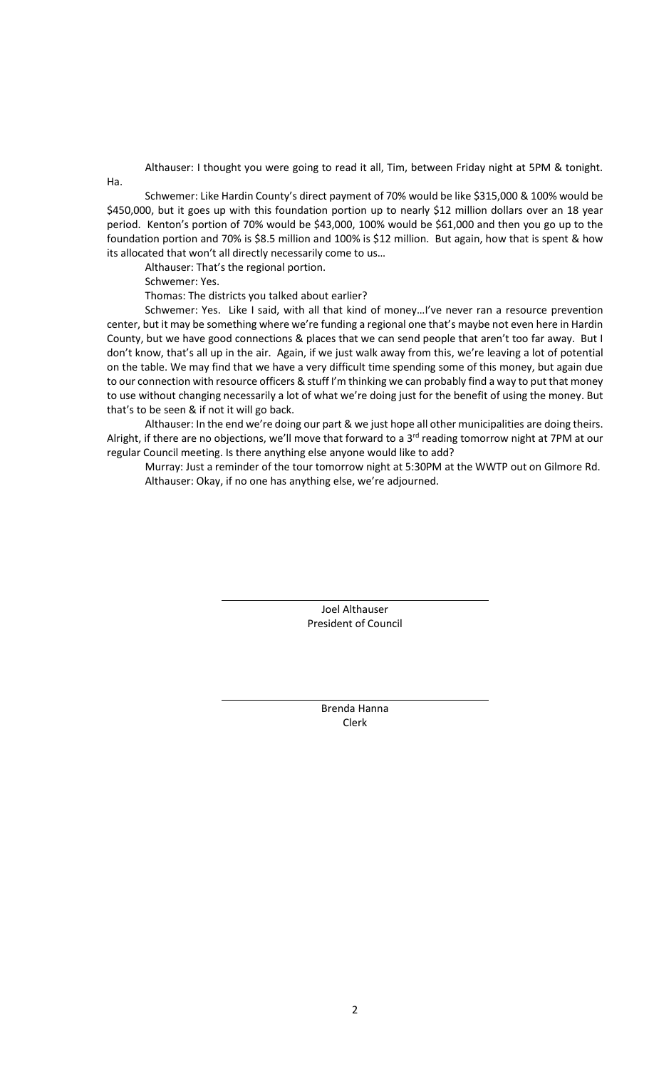Althauser: I thought you were going to read it all, Tim, between Friday night at 5PM & tonight. Ha.

Schwemer: Like Hardin County's direct payment of 70% would be like $315,000 & 100% would be $450,000, but it goes up with this foundation portion up to nearly $12 million dollars over an 18 year period. Kenton's portion of 70% would be $43,000, 100% would be $61,000 and then you go up to the foundation portion and 70% is $8.5 million and 100% is $12 million. But again, how that is spent & how its allocated that won't all directly necessarily come to us…

Althauser: That's the regional portion.

Schwemer: Yes.

Thomas: The districts you talked about earlier?

Schwemer: Yes. Like I said, with all that kind of money…I've never ran a resource prevention center, but it may be something where we're funding a regional one that's maybe not even here in Hardin County, but we have good connections & places that we can send people that aren't too far away. But I don't know, that's all up in the air. Again, if we just walk away from this, we're leaving a lot of potential on the table. We may find that we have a very difficult time spending some of this money, but again due to our connection with resource officers & stuff I'm thinking we can probably find a way to put that money to use without changing necessarily a lot of what we're doing just for the benefit of using the money. But that's to be seen & if not it will go back.

Althauser: In the end we're doing our part & we just hope all other municipalities are doing theirs. Alright, if there are no objections, we'll move that forward to a 3rd reading tomorrow night at 7PM at our regular Council meeting. Is there anything else anyone would like to add?

Murray: Just a reminder of the tour tomorrow night at 5:30PM at the WWTP out on Gilmore Rd.

Althauser: Okay, if no one has anything else, we're adjourned.

Joel Althauser
President of Council

Brenda Hanna
Clerk